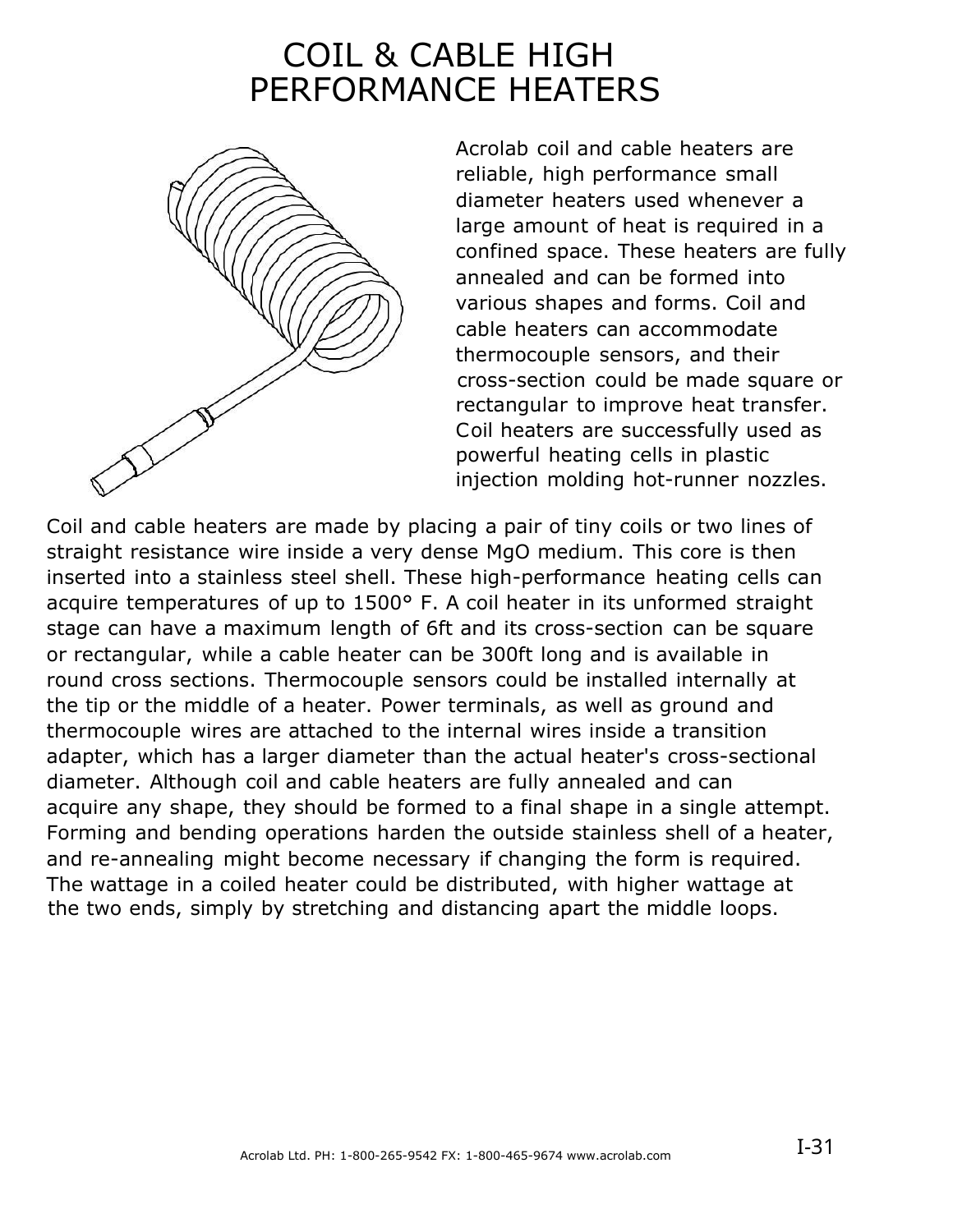# COIL & CABLE HIGH PERFORMANCE HEATERS

Acrolab coil and cable heaters are reliable, high performance small diameter heaters used whenever a large amount of heat is required in a confined space. These heaters are fully annealed and can be formed into various shapes and forms. Coil and cable heaters can accommodate thermocouple sensors, and their cross-section could be made square or rectangular to improve heat transfer. Coil heaters are successfully used as powerful heating cells in plastic injection molding hot-runner nozzles.

Coil and cable heaters are made by placing a pair of tiny coils or two lines of straight resistance wire inside a very dense MgO medium. This core is then inserted into a stainless steel shell. These high-performance heating cells can acquire temperatures of up to 1500° F. A coil heater in its unformed straight stage can have a maximum length of 6ft and its cross-section can be square or rectangular, while a cable heater can be 300ft long and is available in round cross sections. Thermocouple sensors could be installed internally at the tip or the middle of a heater. Power terminals, as well as ground and thermocouple wires are attached to the internal wires inside a transition adapter, which has a larger diameter than the actual heater's cross-sectional diameter. Although coil and cable heaters are fully annealed and can acquire any shape, they should be formed to a final shape in a single attempt. Forming and bending operations harden the outside stainless shell of a heater, and re-annealing might become necessary if changing the form is required. The wattage in a coiled heater could be distributed, with higher wattage at the two ends, simply by stretching and distancing apart the middle loops.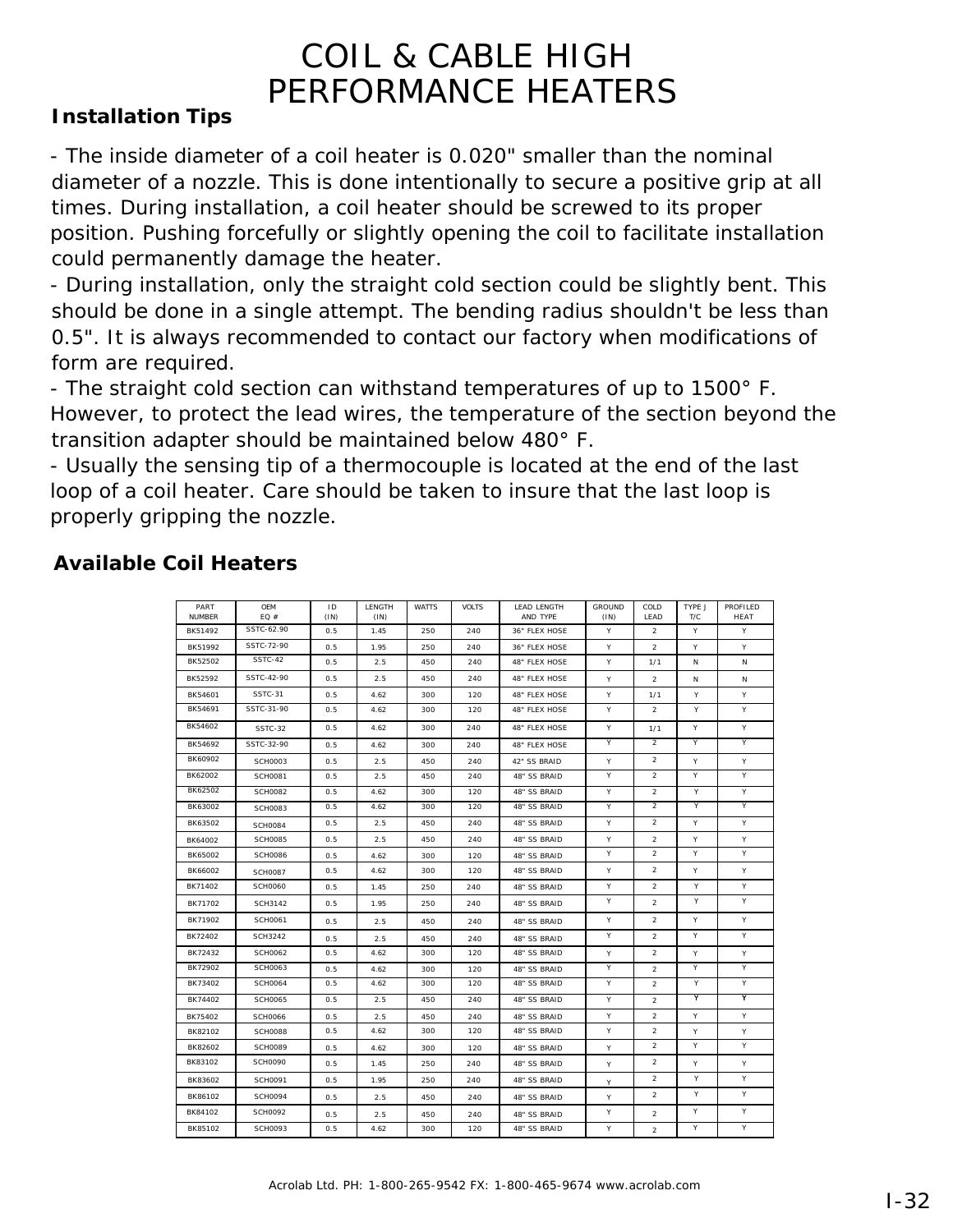# COIL & CABLE HIGH PERFORMANCE HEATERS

## Installation Tips

- The inside diameter of a coil heater is 0.020" smaller than the nominal diameter of a nozzle. This is done intentionally to secure a positive grip at all times. During installation, a coil heater should be screwed to its proper position. Pushing forcefully or slightly opening the coil to facilitate installation could permanently damage the heater.
- During installation, only the straight cold section could be slightly bent. This should be done in a single attempt. The bending radius shouldn't be less than 0.5". It is always recommended to contact our factory when modifications of form are required.
- The straight cold section can withstand temperatures of up to 1500° F. However, to protect the lead wires, the temperature of the section beyond the transition adapter should be maintained below 480° F.
- Usually the sensing tip of a thermocouple is located at the end of the last loop of a coil heater. Care should be taken to insure that the last loop is properly gripping the nozzle.

## Available Coil Heaters

| PART NUMBER | OEM EQ # | ID (IN) | LENGTH (IN) | WATTS | VOLTS | LEAD LENGTH AND TYPE | GROUND (IN) | COLD LEAD | TYPE J T/C | PROFILED HEAT |
|---|---|---|---|---|---|---|---|---|---|---|
| BK51492 | SSTC-62.90 | 0.5 | 1.45 | 250 | 240 | 36" FLEX HOSE | Y | 2 | Y | Y |
| BK51992 | SSTC-72-90 | 0.5 | 1.95 | 250 | 240 | 36" FLEX HOSE | Y | 2 | Y | Y |
| BK52502 | SSTC-42 | 0.5 | 2.5 | 450 | 240 | 48" FLEX HOSE | Y | 1/1 | N | N |
| BK52592 | SSTC-42-90 | 0.5 | 2.5 | 450 | 240 | 48" FLEX HOSE | Y | 2 | N | N |
| BK54601 | SSTC-31 | 0.5 | 4.62 | 300 | 120 | 48" FLEX HOSE | Y | 1/1 | Y | Y |
| BK54691 | SSTC-31-90 | 0.5 | 4.62 | 300 | 120 | 48" FLEX HOSE | Y | 2 | Y | Y |
| BK54602 | SSTC-32 | 0.5 | 4.62 | 300 | 240 | 48" FLEX HOSE | Y | 1/1 | Y | Y |
| BK54692 | SSTC-32-90 | 0.5 | 4.62 | 300 | 240 | 48" FLEX HOSE | Y | 2 | Y | Y |
| BK60902 | SCH0003 | 0.5 | 2.5 | 450 | 240 | 42" SS BRAID | Y | 2 | Y | Y |
| BK62002 | SCH0081 | 0.5 | 2.5 | 450 | 240 | 48" SS BRAID | Y | 2 | Y | Y |
| BK62502 | SCH0082 | 0.5 | 4.62 | 300 | 120 | 48" SS BRAID | Y | 2 | Y | Y |
| BK63002 | SCH0083 | 0.5 | 4.62 | 300 | 120 | 48" SS BRAID | Y | 2 | Y | Y |
| BK63502 | SCH0084 | 0.5 | 2.5 | 450 | 240 | 48" SS BRAID | Y | 2 | Y | Y |
| BK64002 | SCH0085 | 0.5 | 2.5 | 450 | 240 | 48" SS BRAID | Y | 2 | Y | Y |
| BK65002 | SCH0086 | 0.5 | 4.62 | 300 | 120 | 48" SS BRAID | Y | 2 | Y | Y |
| BK66002 | SCH0087 | 0.5 | 4.62 | 300 | 120 | 48" SS BRAID | Y | 2 | Y | Y |
| BK71402 | SCH0060 | 0.5 | 1.45 | 250 | 240 | 48" SS BRAID | Y | 2 | Y | Y |
| BK71702 | SCH3142 | 0.5 | 1.95 | 250 | 240 | 48" SS BRAID | Y | 2 | Y | Y |
| BK71902 | SCH0061 | 0.5 | 2.5 | 450 | 240 | 48" SS BRAID | Y | 2 | Y | Y |
| BK72402 | SCH3242 | 0.5 | 2.5 | 450 | 240 | 48" SS BRAID | Y | 2 | Y | Y |
| BK72432 | SCH0062 | 0.5 | 4.62 | 300 | 120 | 48" SS BRAID | Y | 2 | Y | Y |
| BK72902 | SCH0063 | 0.5 | 4.62 | 300 | 120 | 48" SS BRAID | Y | 2 | Y | Y |
| BK73402 | SCH0064 | 0.5 | 4.62 | 300 | 120 | 48" SS BRAID | Y | 2 | Y | Y |
| BK74402 | SCH0065 | 0.5 | 2.5 | 450 | 240 | 48" SS BRAID | Y | 2 | Y | Y |
| BK75402 | SCH0066 | 0.5 | 2.5 | 450 | 240 | 48" SS BRAID | Y | 2 | Y | Y |
| BK82102 | SCH0088 | 0.5 | 4.62 | 300 | 120 | 48" SS BRAID | Y | 2 | Y | Y |
| BK82602 | SCH0089 | 0.5 | 4.62 | 300 | 120 | 48" SS BRAID | Y | 2 | Y | Y |
| BK83102 | SCH0090 | 0.5 | 1.45 | 250 | 240 | 48" SS BRAID | Y | 2 | Y | Y |
| BK83602 | SCH0091 | 0.5 | 1.95 | 250 | 240 | 48" SS BRAID | Y | 2 | Y | Y |
| BK86102 | SCH0094 | 0.5 | 2.5 | 450 | 240 | 48" SS BRAID | Y | 2 | Y | Y |
| BK84102 | SCH0092 | 0.5 | 2.5 | 450 | 240 | 48" SS BRAID | Y | 2 | Y | Y |
| BK85102 | SCH0093 | 0.5 | 4.62 | 300 | 120 | 48" SS BRAID | Y | 2 | Y | Y |

Acrolab Ltd. PH: 1-800-265-9542 FX: 1-800-465-9674 www.acrolab.com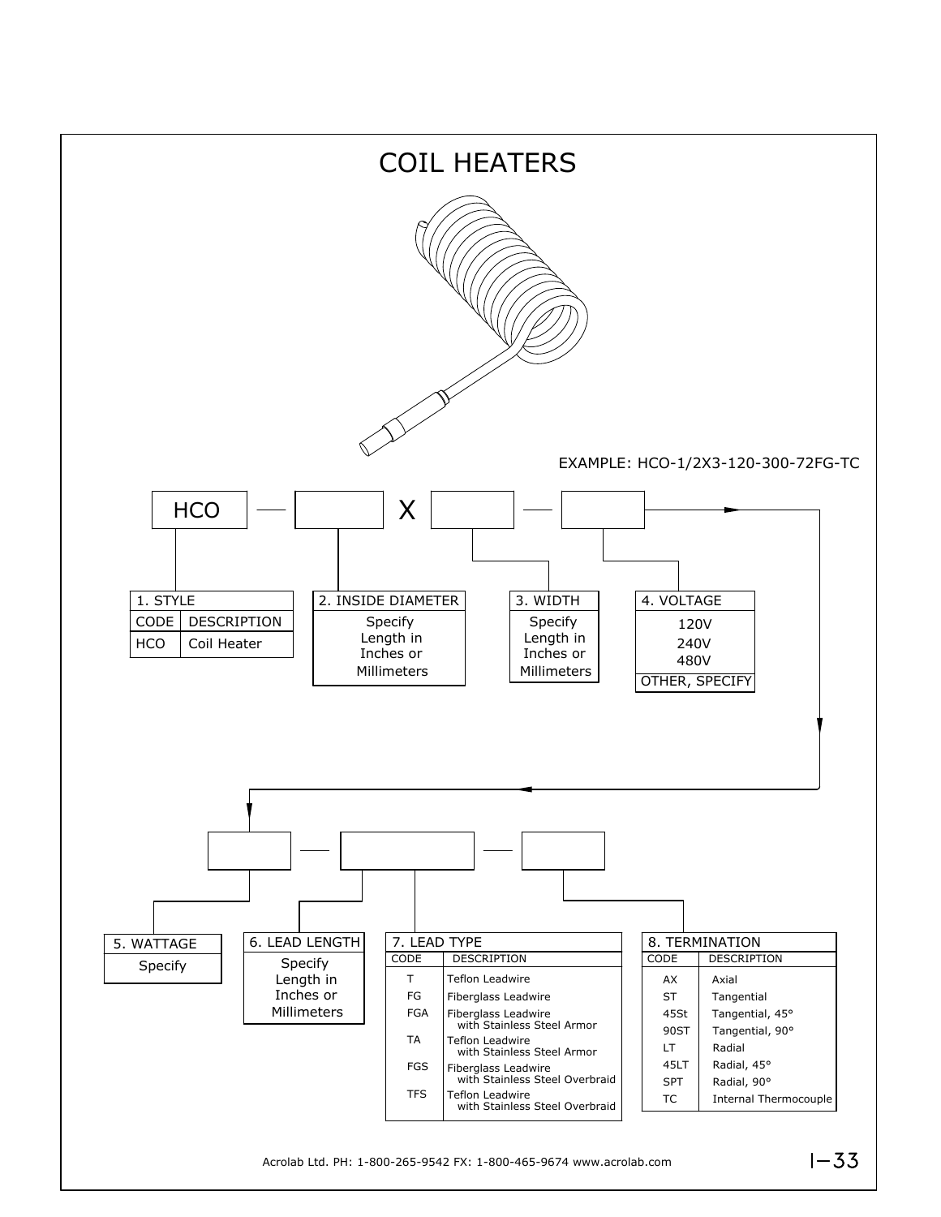# COIL HEATERS

EXAMPLE: HCO-1/2X3-120-300-72FG-TC

HCO — [ ] X [ ] — [ ] → [ ] — [ ] — [ ]

### 1. STYLE

| CODE | DESCRIPTION |
|---|---|
| HCO | Coil Heater |

### 2. INSIDE DIAMETER

Specify Length in Inches or Millimeters

### 3. WIDTH

Specify Length in Inches or Millimeters

### 4. VOLTAGE

120V
240V
480V
OTHER, SPECIFY

### 5. WATTAGE

Specify

### 6. LEAD LENGTH

Specify Length in Inches or Millimeters

### 7. LEAD TYPE

| CODE | DESCRIPTION |
|---|---|
| T | Teflon Leadwire |
| FG | Fiberglass Leadwire |
| FGA | Fiberglass Leadwire with Stainless Steel Armor |
| TA | Teflon Leadwire with Stainless Steel Armor |
| FGS | Fiberglass Leadwire with Stainless Steel Overbraid |
| TFS | Teflon Leadwire with Stainless Steel Overbraid |

### 8. TERMINATION

| CODE | DESCRIPTION |
|---|---|
| AX | Axial |
| ST | Tangential |
| 45St | Tangential, 45° |
| 90ST | Tangential, 90° |
| LT | Radial |
| 45LT | Radial, 45° |
| SPT | Radial, 90° |
| TC | Internal Thermocouple |

Acrolab Ltd. PH: 1-800-265-9542 FX: 1-800-465-9674 www.acrolab.com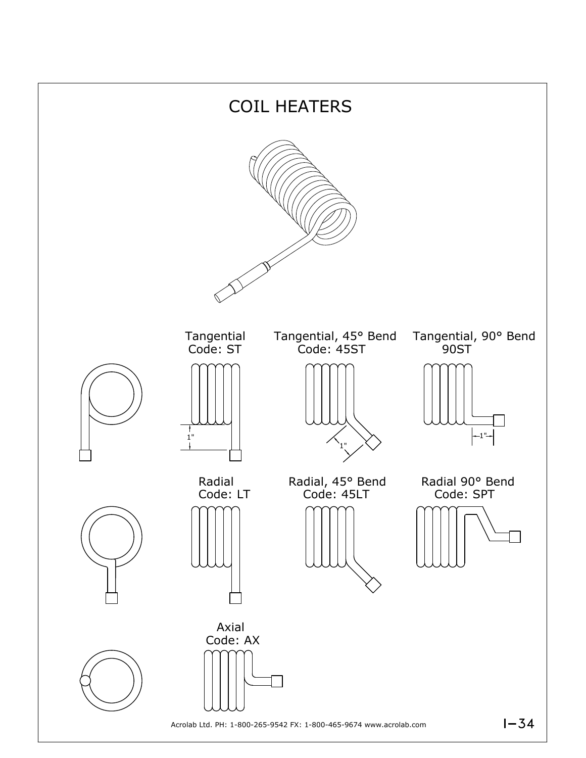# COIL HEATERS

Tangential
Code: ST

1"

Tangential, 45° Bend
Code: 45ST

1"

Tangential, 90° Bend
90ST

1"

Radial
Code: LT

Radial, 45° Bend
Code: 45LT

Radial 90° Bend
Code: SPT

Axial
Code: AX

Acrolab Ltd. PH: 1-800-265-9542 FX: 1-800-465-9674 www.acrolab.com